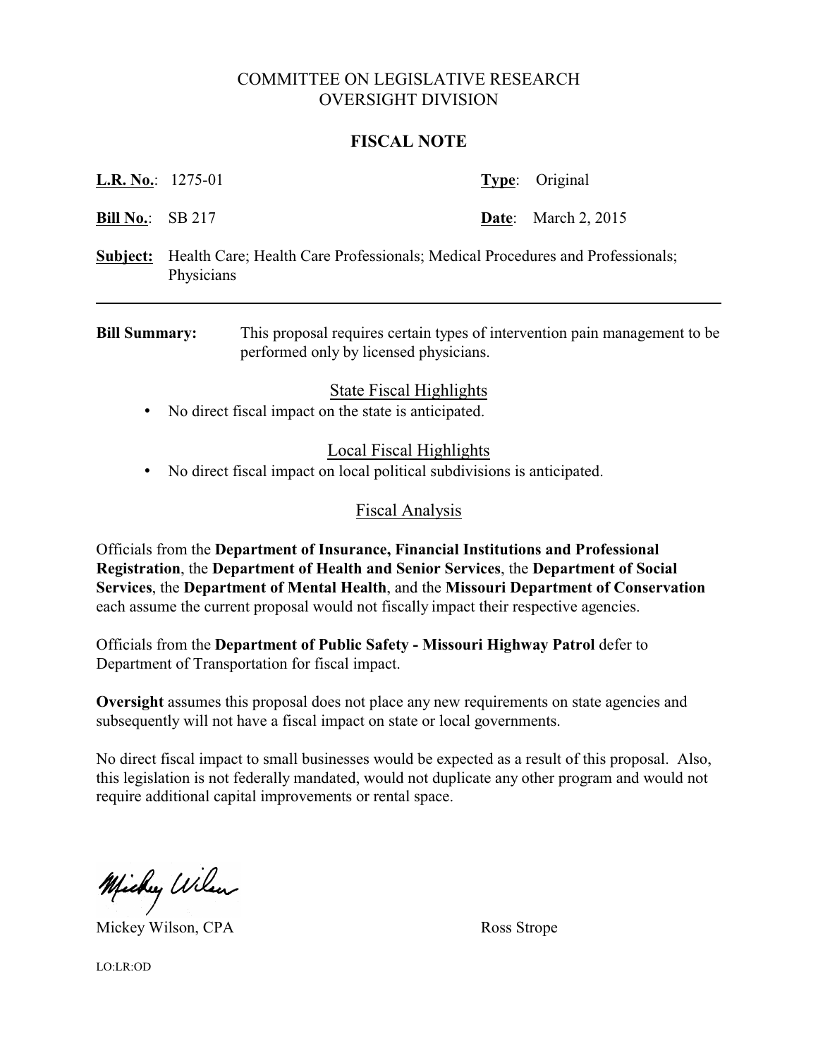# COMMITTEE ON LEGISLATIVE RESEARCH
# OVERSIGHT DIVISION

## FISCAL NOTE

**L.R. No.**: 1275-01 **Type**: Original

**Bill No.**: SB 217 **Date**: March 2, 2015

**Subject:** Health Care; Health Care Professionals; Medical Procedures and Professionals; Physicians

---

**Bill Summary:** This proposal requires certain types of intervention pain management to be performed only by licensed physicians.

### State Fiscal Highlights

- No direct fiscal impact on the state is anticipated.

### Local Fiscal Highlights

- No direct fiscal impact on local political subdivisions is anticipated.

### Fiscal Analysis

Officials from the **Department of Insurance, Financial Institutions and Professional Registration**, the **Department of Health and Senior Services**, the **Department of Social Services**, the **Department of Mental Health**, and the **Missouri Department of Conservation** each assume the current proposal would not fiscally impact their respective agencies.

Officials from the **Department of Public Safety - Missouri Highway Patrol** defer to Department of Transportation for fiscal impact.

**Oversight** assumes this proposal does not place any new requirements on state agencies and subsequently will not have a fiscal impact on state or local governments.

No direct fiscal impact to small businesses would be expected as a result of this proposal. Also, this legislation is not federally mandated, would not duplicate any other program and would not require additional capital improvements or rental space.

Mickey Wilson, CPA Ross Strope

LO:LR:OD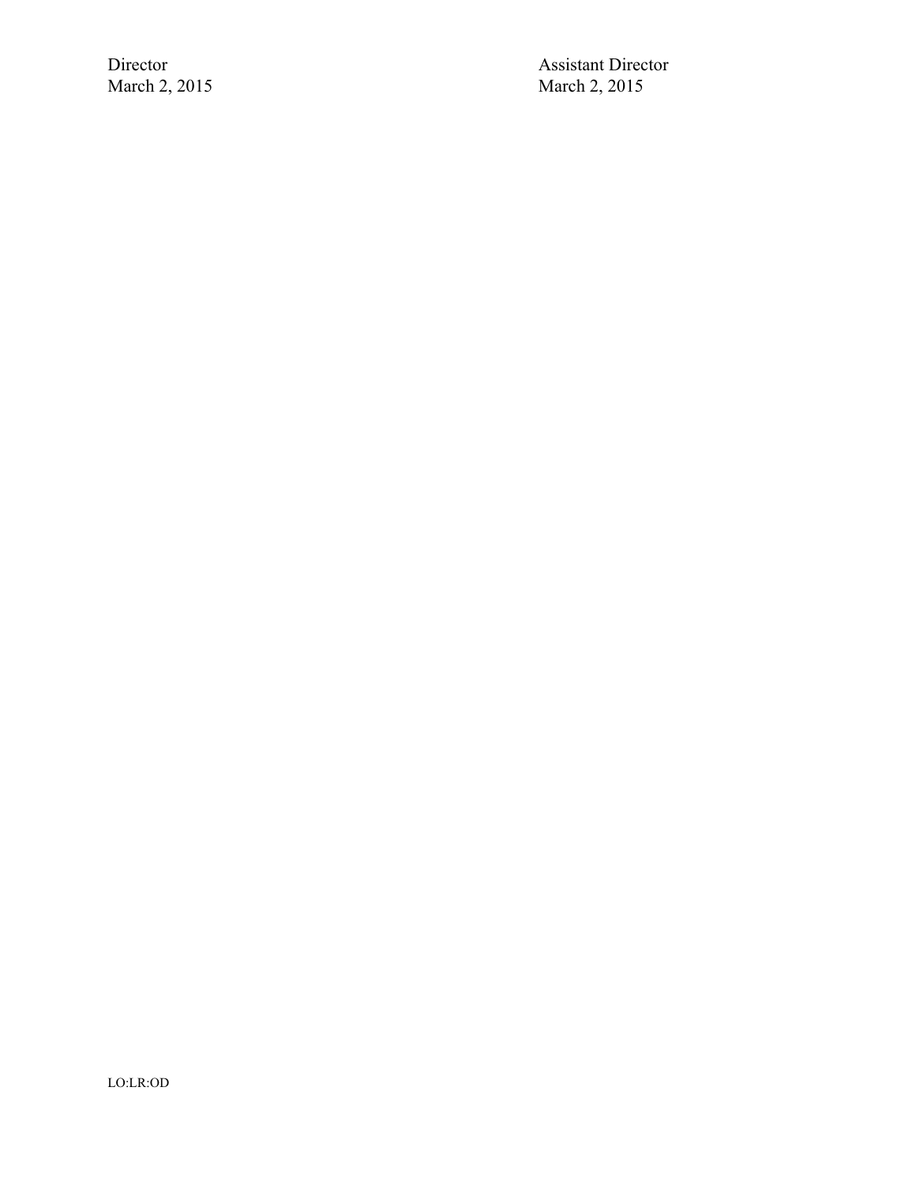| | |
|---|---|
| Director | Assistant Director |
| March 2, 2015 | March 2, 2015 |

LO:LR:OD